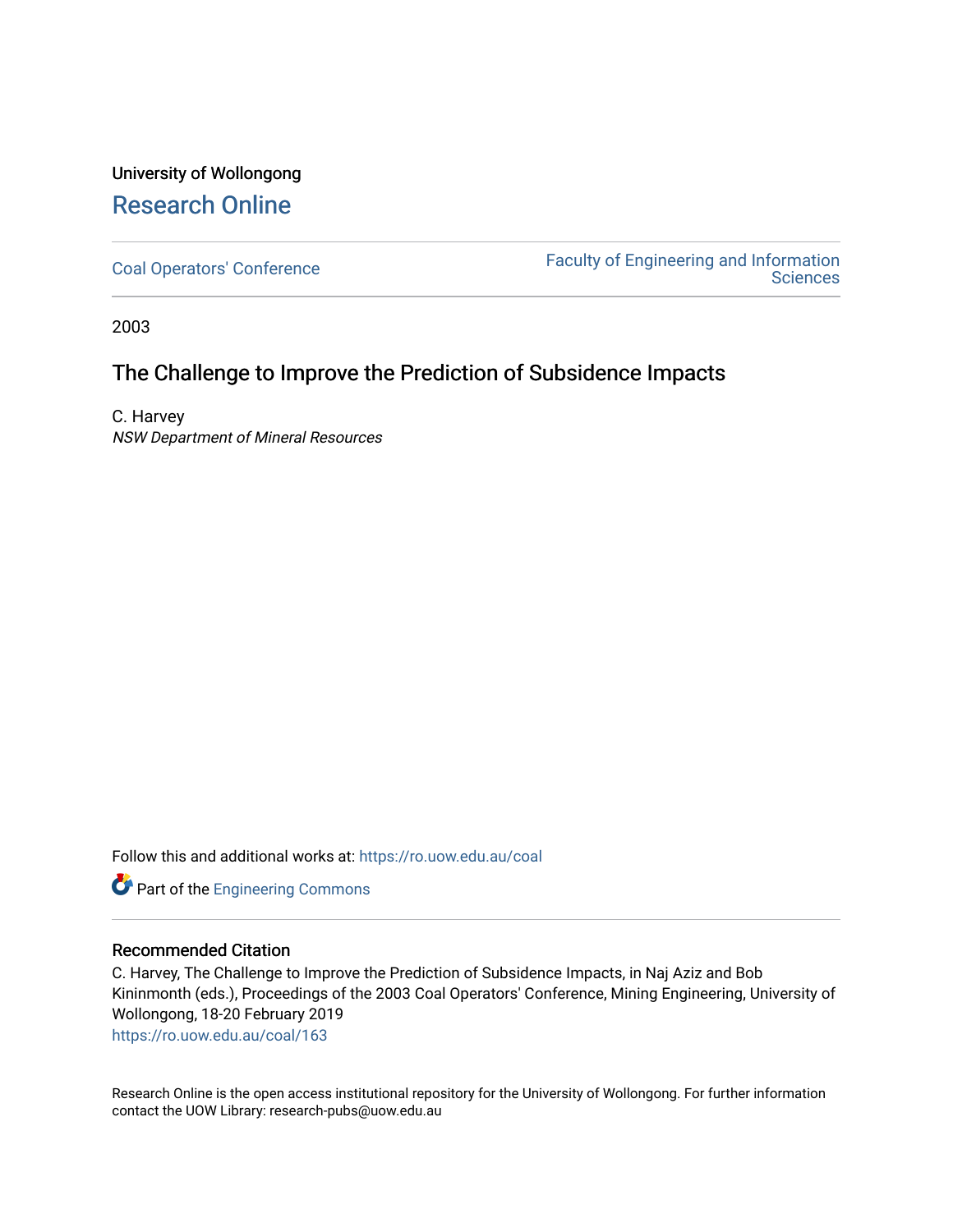University of Wollongong

# Research Online

Coal Operators' Conference | Faculty of Engineering and Information Sciences

2003

## The Challenge to Improve the Prediction of Subsidence Impacts

C. Harvey
*NSW Department of Mineral Resources*

Follow this and additional works at: https://ro.uow.edu.au/coal

Part of the Engineering Commons

### Recommended Citation

C. Harvey, The Challenge to Improve the Prediction of Subsidence Impacts, in Naj Aziz and Bob Kininmonth (eds.), Proceedings of the 2003 Coal Operators' Conference, Mining Engineering, University of Wollongong, 18-20 February 2019
https://ro.uow.edu.au/coal/163

Research Online is the open access institutional repository for the University of Wollongong. For further information contact the UOW Library: research-pubs@uow.edu.au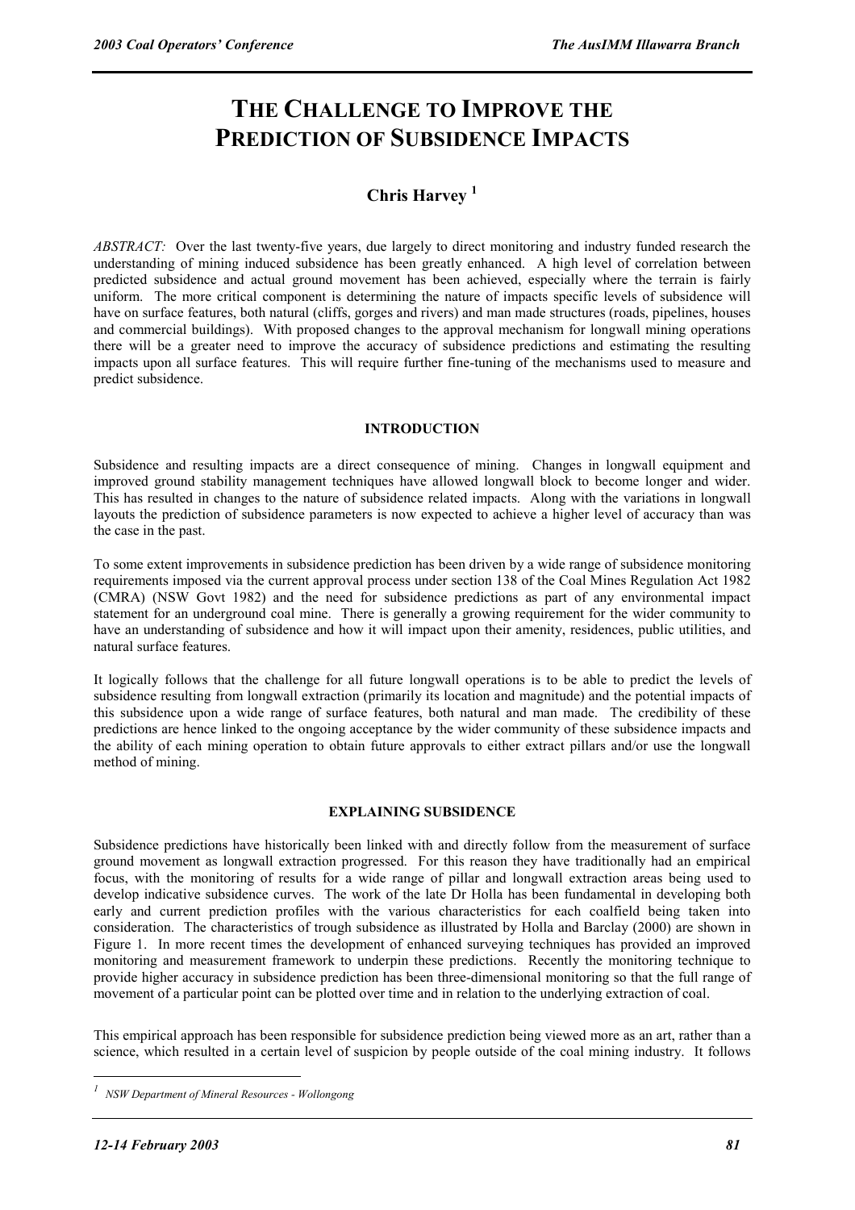# THE CHALLENGE TO IMPROVE THE PREDICTION OF SUBSIDENCE IMPACTS

## Chris Harvey [1]

*ABSTRACT:* Over the last twenty-five years, due largely to direct monitoring and industry funded research the understanding of mining induced subsidence has been greatly enhanced. A high level of correlation between predicted subsidence and actual ground movement has been achieved, especially where the terrain is fairly uniform. The more critical component is determining the nature of impacts specific levels of subsidence will have on surface features, both natural (cliffs, gorges and rivers) and man made structures (roads, pipelines, houses and commercial buildings). With proposed changes to the approval mechanism for longwall mining operations there will be a greater need to improve the accuracy of subsidence predictions and estimating the resulting impacts upon all surface features. This will require further fine-tuning of the mechanisms used to measure and predict subsidence.

### INTRODUCTION

Subsidence and resulting impacts are a direct consequence of mining. Changes in longwall equipment and improved ground stability management techniques have allowed longwall block to become longer and wider. This has resulted in changes to the nature of subsidence related impacts. Along with the variations in longwall layouts the prediction of subsidence parameters is now expected to achieve a higher level of accuracy than was the case in the past.

To some extent improvements in subsidence prediction has been driven by a wide range of subsidence monitoring requirements imposed via the current approval process under section 138 of the Coal Mines Regulation Act 1982 (CMRA) (NSW Govt 1982) and the need for subsidence predictions as part of any environmental impact statement for an underground coal mine. There is generally a growing requirement for the wider community to have an understanding of subsidence and how it will impact upon their amenity, residences, public utilities, and natural surface features.

It logically follows that the challenge for all future longwall operations is to be able to predict the levels of subsidence resulting from longwall extraction (primarily its location and magnitude) and the potential impacts of this subsidence upon a wide range of surface features, both natural and man made. The credibility of these predictions are hence linked to the ongoing acceptance by the wider community of these subsidence impacts and the ability of each mining operation to obtain future approvals to either extract pillars and/or use the longwall method of mining.

### EXPLAINING SUBSIDENCE

Subsidence predictions have historically been linked with and directly follow from the measurement of surface ground movement as longwall extraction progressed. For this reason they have traditionally had an empirical focus, with the monitoring of results for a wide range of pillar and longwall extraction areas being used to develop indicative subsidence curves. The work of the late Dr Holla has been fundamental in developing both early and current prediction profiles with the various characteristics for each coalfield being taken into consideration. The characteristics of trough subsidence as illustrated by Holla and Barclay (2000) are shown in Figure 1. In more recent times the development of enhanced surveying techniques has provided an improved monitoring and measurement framework to underpin these predictions. Recently the monitoring technique to provide higher accuracy in subsidence prediction has been three-dimensional monitoring so that the full range of movement of a particular point can be plotted over time and in relation to the underlying extraction of coal.

This empirical approach has been responsible for subsidence prediction being viewed more as an art, rather than a science, which resulted in a certain level of suspicion by people outside of the coal mining industry. It follows

[1] *NSW Department of Mineral Resources - Wollongong*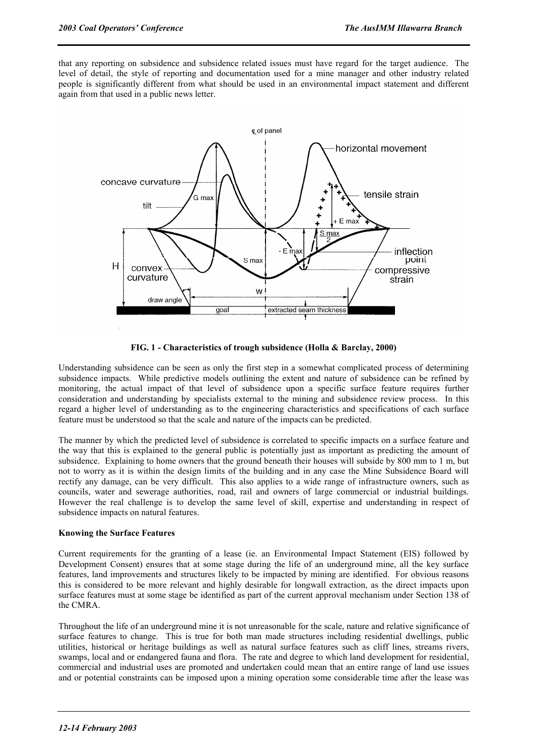that any reporting on subsidence and subsidence related issues must have regard for the target audience. The level of detail, the style of reporting and documentation used for a mine manager and other industry related people is significantly different from what should be used in an environmental impact statement and different again from that used in a public news letter.

**FIG. 1 - Characteristics of trough subsidence (Holla & Barclay, 2000)**

Understanding subsidence can be seen as only the first step in a somewhat complicated process of determining subsidence impacts. While predictive models outlining the extent and nature of subsidence can be refined by monitoring, the actual impact of that level of subsidence upon a specific surface feature requires further consideration and understanding by specialists external to the mining and subsidence review process. In this regard a higher level of understanding as to the engineering characteristics and specifications of each surface feature must be understood so that the scale and nature of the impacts can be predicted.

The manner by which the predicted level of subsidence is correlated to specific impacts on a surface feature and the way that this is explained to the general public is potentially just as important as predicting the amount of subsidence. Explaining to home owners that the ground beneath their houses will subside by 800 mm to 1 m, but not to worry as it is within the design limits of the building and in any case the Mine Subsidence Board will rectify any damage, can be very difficult. This also applies to a wide range of infrastructure owners, such as councils, water and sewerage authorities, road, rail and owners of large commercial or industrial buildings. However the real challenge is to develop the same level of skill, expertise and understanding in respect of subsidence impacts on natural features.

**Knowing the Surface Features**

Current requirements for the granting of a lease (ie. an Environmental Impact Statement (EIS) followed by Development Consent) ensures that at some stage during the life of an underground mine, all the key surface features, land improvements and structures likely to be impacted by mining are identified. For obvious reasons this is considered to be more relevant and highly desirable for longwall extraction, as the direct impacts upon surface features must at some stage be identified as part of the current approval mechanism under Section 138 of the CMRA.

Throughout the life of an underground mine it is not unreasonable for the scale, nature and relative significance of surface features to change. This is true for both man made structures including residential dwellings, public utilities, historical or heritage buildings as well as natural surface features such as cliff lines, streams rivers, swamps, local and or endangered fauna and flora. The rate and degree to which land development for residential, commercial and industrial uses are promoted and undertaken could mean that an entire range of land use issues and or potential constraints can be imposed upon a mining operation some considerable time after the lease was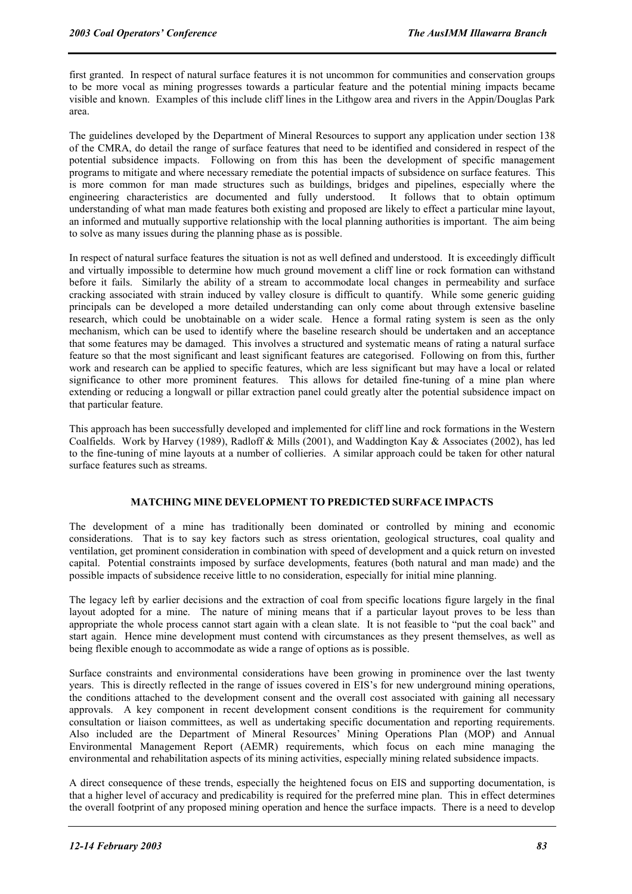first granted. In respect of natural surface features it is not uncommon for communities and conservation groups to be more vocal as mining progresses towards a particular feature and the potential mining impacts became visible and known. Examples of this include cliff lines in the Lithgow area and rivers in the Appin/Douglas Park area.

The guidelines developed by the Department of Mineral Resources to support any application under section 138 of the CMRA, do detail the range of surface features that need to be identified and considered in respect of the potential subsidence impacts. Following on from this has been the development of specific management programs to mitigate and where necessary remediate the potential impacts of subsidence on surface features. This is more common for man made structures such as buildings, bridges and pipelines, especially where the engineering characteristics are documented and fully understood. It follows that to obtain optimum understanding of what man made features both existing and proposed are likely to effect a particular mine layout, an informed and mutually supportive relationship with the local planning authorities is important. The aim being to solve as many issues during the planning phase as is possible.

In respect of natural surface features the situation is not as well defined and understood. It is exceedingly difficult and virtually impossible to determine how much ground movement a cliff line or rock formation can withstand before it fails. Similarly the ability of a stream to accommodate local changes in permeability and surface cracking associated with strain induced by valley closure is difficult to quantify. While some generic guiding principals can be developed a more detailed understanding can only come about through extensive baseline research, which could be unobtainable on a wider scale. Hence a formal rating system is seen as the only mechanism, which can be used to identify where the baseline research should be undertaken and an acceptance that some features may be damaged. This involves a structured and systematic means of rating a natural surface feature so that the most significant and least significant features are categorised. Following on from this, further work and research can be applied to specific features, which are less significant but may have a local or related significance to other more prominent features. This allows for detailed fine-tuning of a mine plan where extending or reducing a longwall or pillar extraction panel could greatly alter the potential subsidence impact on that particular feature.

This approach has been successfully developed and implemented for cliff line and rock formations in the Western Coalfields. Work by Harvey (1989), Radloff & Mills (2001), and Waddington Kay & Associates (2002), has led to the fine-tuning of mine layouts at a number of collieries. A similar approach could be taken for other natural surface features such as streams.

## MATCHING MINE DEVELOPMENT TO PREDICTED SURFACE IMPACTS

The development of a mine has traditionally been dominated or controlled by mining and economic considerations. That is to say key factors such as stress orientation, geological structures, coal quality and ventilation, get prominent consideration in combination with speed of development and a quick return on invested capital. Potential constraints imposed by surface developments, features (both natural and man made) and the possible impacts of subsidence receive little to no consideration, especially for initial mine planning.

The legacy left by earlier decisions and the extraction of coal from specific locations figure largely in the final layout adopted for a mine. The nature of mining means that if a particular layout proves to be less than appropriate the whole process cannot start again with a clean slate. It is not feasible to "put the coal back" and start again. Hence mine development must contend with circumstances as they present themselves, as well as being flexible enough to accommodate as wide a range of options as is possible.

Surface constraints and environmental considerations have been growing in prominence over the last twenty years. This is directly reflected in the range of issues covered in EIS's for new underground mining operations, the conditions attached to the development consent and the overall cost associated with gaining all necessary approvals. A key component in recent development consent conditions is the requirement for community consultation or liaison committees, as well as undertaking specific documentation and reporting requirements. Also included are the Department of Mineral Resources' Mining Operations Plan (MOP) and Annual Environmental Management Report (AEMR) requirements, which focus on each mine managing the environmental and rehabilitation aspects of its mining activities, especially mining related subsidence impacts.

A direct consequence of these trends, especially the heightened focus on EIS and supporting documentation, is that a higher level of accuracy and predicability is required for the preferred mine plan. This in effect determines the overall footprint of any proposed mining operation and hence the surface impacts. There is a need to develop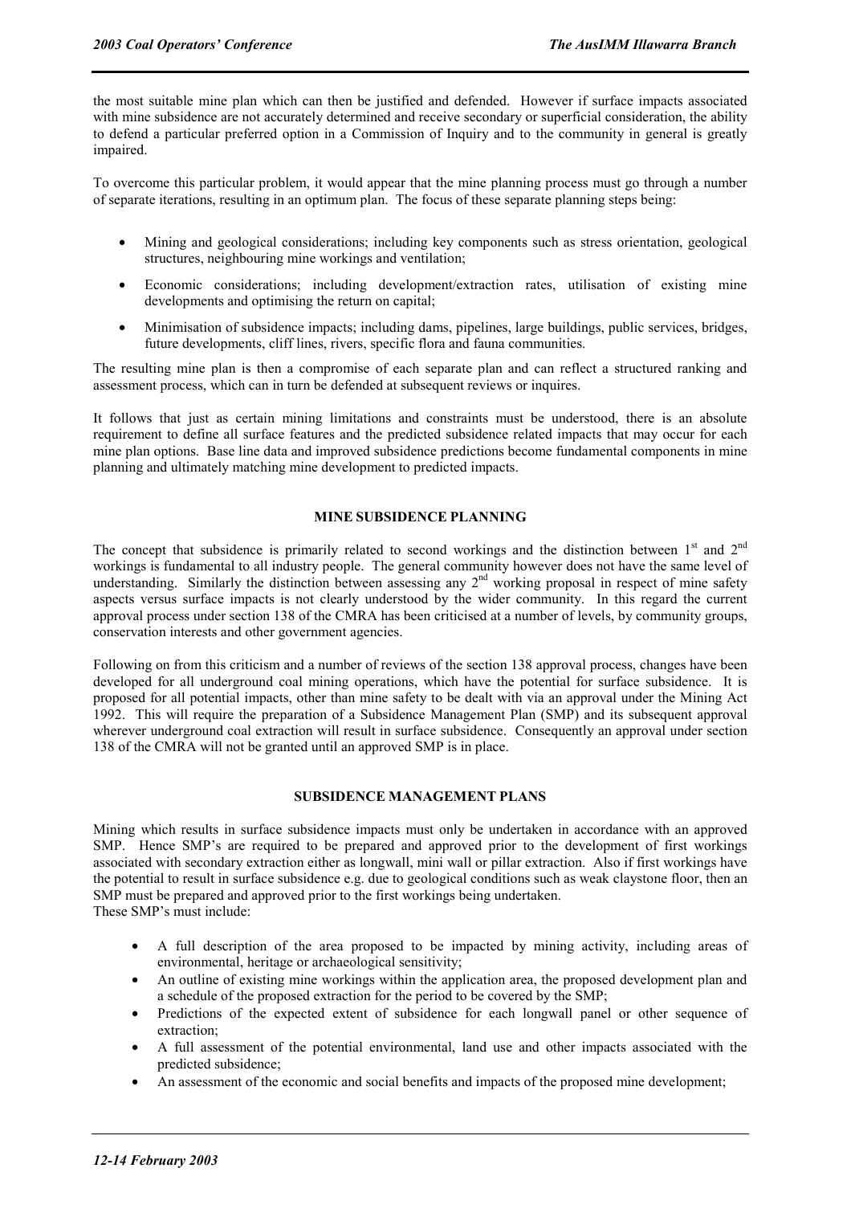the most suitable mine plan which can then be justified and defended. However if surface impacts associated with mine subsidence are not accurately determined and receive secondary or superficial consideration, the ability to defend a particular preferred option in a Commission of Inquiry and to the community in general is greatly impaired.

To overcome this particular problem, it would appear that the mine planning process must go through a number of separate iterations, resulting in an optimum plan. The focus of these separate planning steps being:

- Mining and geological considerations; including key components such as stress orientation, geological structures, neighbouring mine workings and ventilation;
- Economic considerations; including development/extraction rates, utilisation of existing mine developments and optimising the return on capital;
- Minimisation of subsidence impacts; including dams, pipelines, large buildings, public services, bridges, future developments, cliff lines, rivers, specific flora and fauna communities.

The resulting mine plan is then a compromise of each separate plan and can reflect a structured ranking and assessment process, which can in turn be defended at subsequent reviews or inquires.

It follows that just as certain mining limitations and constraints must be understood, there is an absolute requirement to define all surface features and the predicted subsidence related impacts that may occur for each mine plan options. Base line data and improved subsidence predictions become fundamental components in mine planning and ultimately matching mine development to predicted impacts.

## MINE SUBSIDENCE PLANNING

The concept that subsidence is primarily related to second workings and the distinction between 1st and 2nd workings is fundamental to all industry people. The general community however does not have the same level of understanding. Similarly the distinction between assessing any 2nd working proposal in respect of mine safety aspects versus surface impacts is not clearly understood by the wider community. In this regard the current approval process under section 138 of the CMRA has been criticised at a number of levels, by community groups, conservation interests and other government agencies.

Following on from this criticism and a number of reviews of the section 138 approval process, changes have been developed for all underground coal mining operations, which have the potential for surface subsidence. It is proposed for all potential impacts, other than mine safety to be dealt with via an approval under the Mining Act 1992. This will require the preparation of a Subsidence Management Plan (SMP) and its subsequent approval wherever underground coal extraction will result in surface subsidence. Consequently an approval under section 138 of the CMRA will not be granted until an approved SMP is in place.

## SUBSIDENCE MANAGEMENT PLANS

Mining which results in surface subsidence impacts must only be undertaken in accordance with an approved SMP. Hence SMP's are required to be prepared and approved prior to the development of first workings associated with secondary extraction either as longwall, mini wall or pillar extraction. Also if first workings have the potential to result in surface subsidence e.g. due to geological conditions such as weak claystone floor, then an SMP must be prepared and approved prior to the first workings being undertaken.
These SMP's must include:

- A full description of the area proposed to be impacted by mining activity, including areas of environmental, heritage or archaeological sensitivity;
- An outline of existing mine workings within the application area, the proposed development plan and a schedule of the proposed extraction for the period to be covered by the SMP;
- Predictions of the expected extent of subsidence for each longwall panel or other sequence of extraction;
- A full assessment of the potential environmental, land use and other impacts associated with the predicted subsidence;
- An assessment of the economic and social benefits and impacts of the proposed mine development;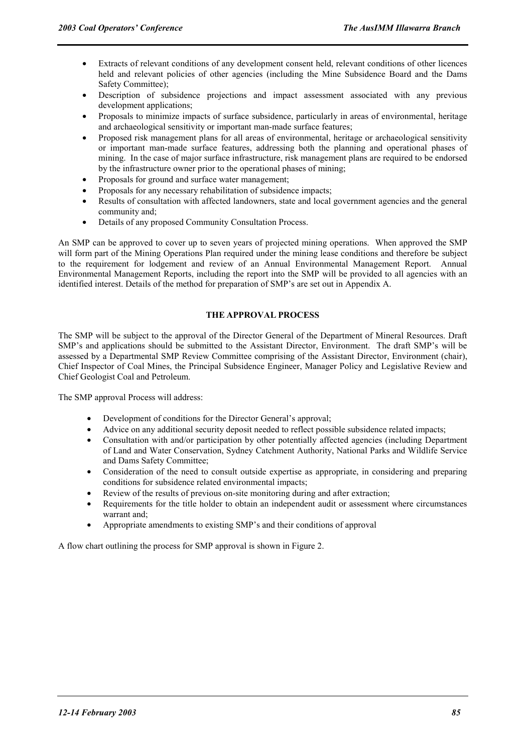- Extracts of relevant conditions of any development consent held, relevant conditions of other licences held and relevant policies of other agencies (including the Mine Subsidence Board and the Dams Safety Committee);
- Description of subsidence projections and impact assessment associated with any previous development applications;
- Proposals to minimize impacts of surface subsidence, particularly in areas of environmental, heritage and archaeological sensitivity or important man-made surface features;
- Proposed risk management plans for all areas of environmental, heritage or archaeological sensitivity or important man-made surface features, addressing both the planning and operational phases of mining. In the case of major surface infrastructure, risk management plans are required to be endorsed by the infrastructure owner prior to the operational phases of mining;
- Proposals for ground and surface water management;
- Proposals for any necessary rehabilitation of subsidence impacts;
- Results of consultation with affected landowners, state and local government agencies and the general community and;
- Details of any proposed Community Consultation Process.

An SMP can be approved to cover up to seven years of projected mining operations. When approved the SMP will form part of the Mining Operations Plan required under the mining lease conditions and therefore be subject to the requirement for lodgement and review of an Annual Environmental Management Report. Annual Environmental Management Reports, including the report into the SMP will be provided to all agencies with an identified interest. Details of the method for preparation of SMP's are set out in Appendix A.

## THE APPROVAL PROCESS

The SMP will be subject to the approval of the Director General of the Department of Mineral Resources. Draft SMP's and applications should be submitted to the Assistant Director, Environment. The draft SMP's will be assessed by a Departmental SMP Review Committee comprising of the Assistant Director, Environment (chair), Chief Inspector of Coal Mines, the Principal Subsidence Engineer, Manager Policy and Legislative Review and Chief Geologist Coal and Petroleum.

The SMP approval Process will address:

- Development of conditions for the Director General's approval;
- Advice on any additional security deposit needed to reflect possible subsidence related impacts;
- Consultation with and/or participation by other potentially affected agencies (including Department of Land and Water Conservation, Sydney Catchment Authority, National Parks and Wildlife Service and Dams Safety Committee;
- Consideration of the need to consult outside expertise as appropriate, in considering and preparing conditions for subsidence related environmental impacts;
- Review of the results of previous on-site monitoring during and after extraction;
- Requirements for the title holder to obtain an independent audit or assessment where circumstances warrant and;
- Appropriate amendments to existing SMP's and their conditions of approval

A flow chart outlining the process for SMP approval is shown in Figure 2.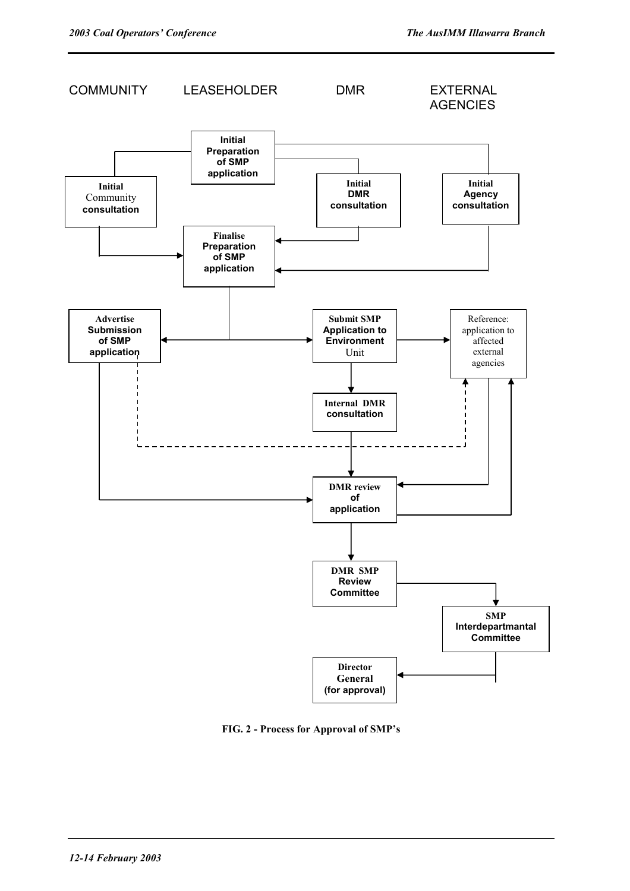COMMUNITY | LEASEHOLDER | DMR | EXTERNAL AGENCIES

**Initial Preparation of SMP application**

**Initial Community consultation**

**Initial DMR consultation**

**Initial Agency consultation**

**Finalise Preparation of SMP application**

**Advertise Submission of SMP application**

**Submit SMP Application to Environment Unit**

Reference: application to affected external agencies

**Internal DMR consultation**

**DMR review of application**

**DMR SMP Review Committee**

**SMP Interdepartmantal Committee**

**Director General (for approval)**

**FIG. 2 - Process for Approval of SMP's**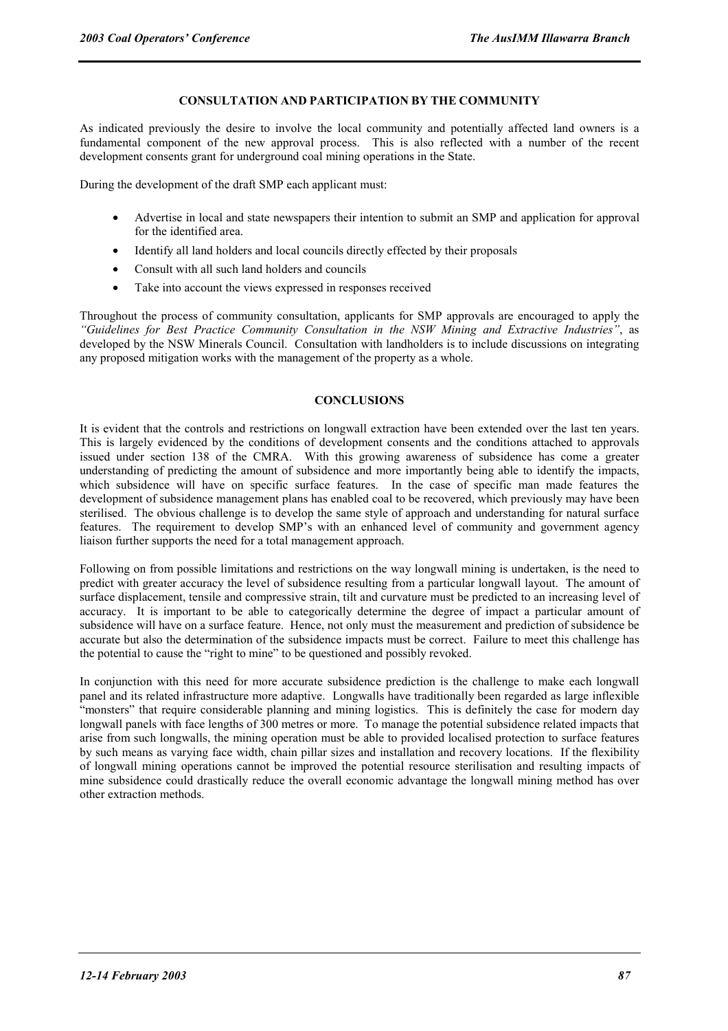## CONSULTATION AND PARTICIPATION BY THE COMMUNITY

As indicated previously the desire to involve the local community and potentially affected land owners is a fundamental component of the new approval process. This is also reflected with a number of the recent development consents grant for underground coal mining operations in the State.

During the development of the draft SMP each applicant must:

- Advertise in local and state newspapers their intention to submit an SMP and application for approval for the identified area.
- Identify all land holders and local councils directly effected by their proposals
- Consult with all such land holders and councils
- Take into account the views expressed in responses received

Throughout the process of community consultation, applicants for SMP approvals are encouraged to apply the *"Guidelines for Best Practice Community Consultation in the NSW Mining and Extractive Industries"*, as developed by the NSW Minerals Council. Consultation with landholders is to include discussions on integrating any proposed mitigation works with the management of the property as a whole.

## CONCLUSIONS

It is evident that the controls and restrictions on longwall extraction have been extended over the last ten years. This is largely evidenced by the conditions of development consents and the conditions attached to approvals issued under section 138 of the CMRA. With this growing awareness of subsidence has come a greater understanding of predicting the amount of subsidence and more importantly being able to identify the impacts, which subsidence will have on specific surface features. In the case of specific man made features the development of subsidence management plans has enabled coal to be recovered, which previously may have been sterilised. The obvious challenge is to develop the same style of approach and understanding for natural surface features. The requirement to develop SMP's with an enhanced level of community and government agency liaison further supports the need for a total management approach.

Following on from possible limitations and restrictions on the way longwall mining is undertaken, is the need to predict with greater accuracy the level of subsidence resulting from a particular longwall layout. The amount of surface displacement, tensile and compressive strain, tilt and curvature must be predicted to an increasing level of accuracy. It is important to be able to categorically determine the degree of impact a particular amount of subsidence will have on a surface feature. Hence, not only must the measurement and prediction of subsidence be accurate but also the determination of the subsidence impacts must be correct. Failure to meet this challenge has the potential to cause the "right to mine" to be questioned and possibly revoked.

In conjunction with this need for more accurate subsidence prediction is the challenge to make each longwall panel and its related infrastructure more adaptive. Longwalls have traditionally been regarded as large inflexible "monsters" that require considerable planning and mining logistics. This is definitely the case for modern day longwall panels with face lengths of 300 metres or more. To manage the potential subsidence related impacts that arise from such longwalls, the mining operation must be able to provided localised protection to surface features by such means as varying face width, chain pillar sizes and installation and recovery locations. If the flexibility of longwall mining operations cannot be improved the potential resource sterilisation and resulting impacts of mine subsidence could drastically reduce the overall economic advantage the longwall mining method has over other extraction methods.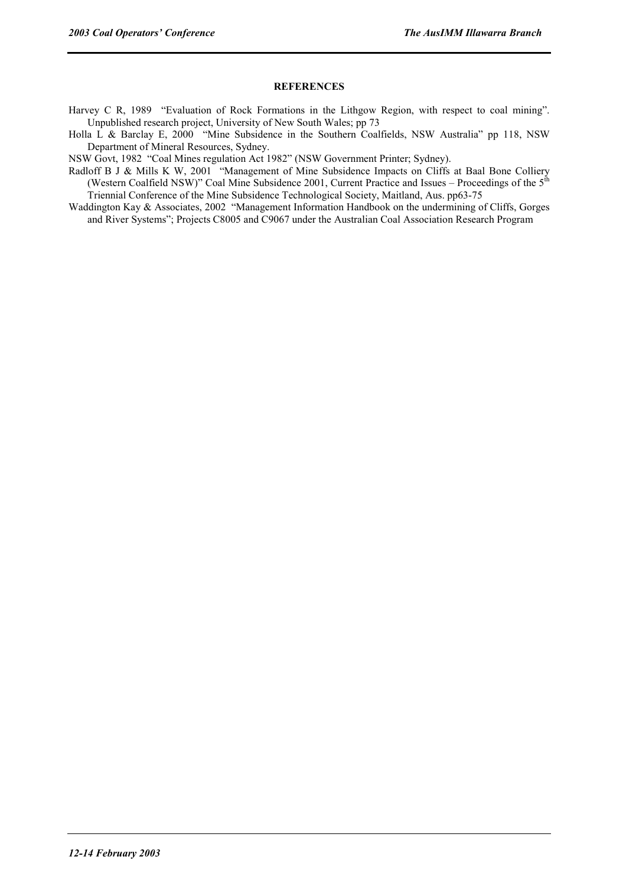## REFERENCES

Harvey C R, 1989 "Evaluation of Rock Formations in the Lithgow Region, with respect to coal mining". Unpublished research project, University of New South Wales; pp 73

Holla L & Barclay E, 2000 "Mine Subsidence in the Southern Coalfields, NSW Australia" pp 118, NSW Department of Mineral Resources, Sydney.

NSW Govt, 1982 "Coal Mines regulation Act 1982" (NSW Government Printer; Sydney).

Radloff B J & Mills K W, 2001 "Management of Mine Subsidence Impacts on Cliffs at Baal Bone Colliery (Western Coalfield NSW)" Coal Mine Subsidence 2001, Current Practice and Issues – Proceedings of the 5th Triennial Conference of the Mine Subsidence Technological Society, Maitland, Aus. pp63-75

Waddington Kay & Associates, 2002 "Management Information Handbook on the undermining of Cliffs, Gorges and River Systems"; Projects C8005 and C9067 under the Australian Coal Association Research Program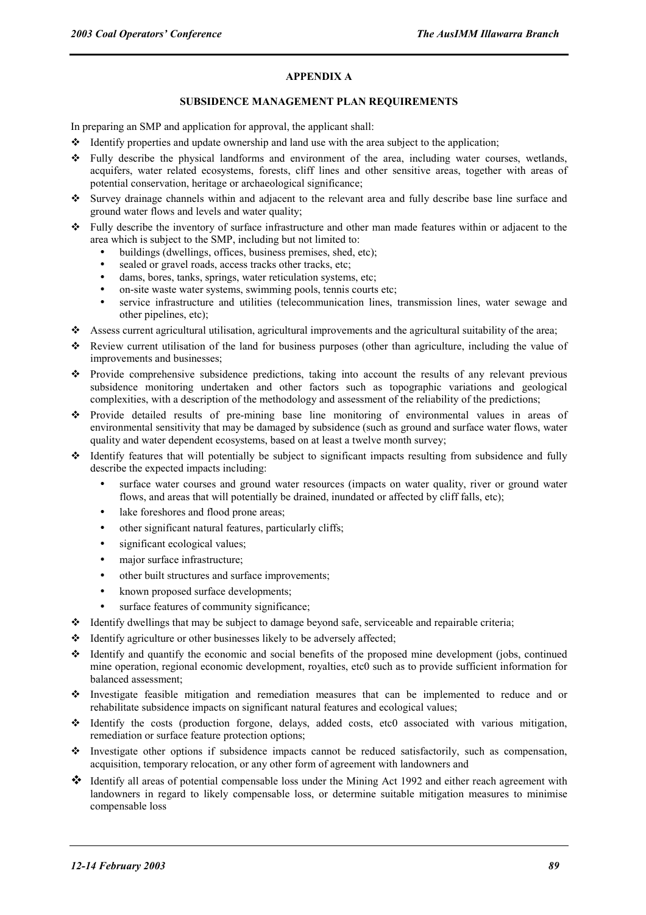## APPENDIX A

## SUBSIDENCE MANAGEMENT PLAN REQUIREMENTS

In preparing an SMP and application for approval, the applicant shall:

- Identify properties and update ownership and land use with the area subject to the application;
- Fully describe the physical landforms and environment of the area, including water courses, wetlands, acquifers, water related ecosystems, forests, cliff lines and other sensitive areas, together with areas of potential conservation, heritage or archaeological significance;
- Survey drainage channels within and adjacent to the relevant area and fully describe base line surface and ground water flows and levels and water quality;
- Fully describe the inventory of surface infrastructure and other man made features within or adjacent to the area which is subject to the SMP, including but not limited to:
  - buildings (dwellings, offices, business premises, shed, etc);
  - sealed or gravel roads, access tracks other tracks, etc;
  - dams, bores, tanks, springs, water reticulation systems, etc;
  - on-site waste water systems, swimming pools, tennis courts etc;
  - service infrastructure and utilities (telecommunication lines, transmission lines, water sewage and other pipelines, etc);
- Assess current agricultural utilisation, agricultural improvements and the agricultural suitability of the area;
- Review current utilisation of the land for business purposes (other than agriculture, including the value of improvements and businesses;
- Provide comprehensive subsidence predictions, taking into account the results of any relevant previous subsidence monitoring undertaken and other factors such as topographic variations and geological complexities, with a description of the methodology and assessment of the reliability of the predictions;
- Provide detailed results of pre-mining base line monitoring of environmental values in areas of environmental sensitivity that may be damaged by subsidence (such as ground and surface water flows, water quality and water dependent ecosystems, based on at least a twelve month survey;
- Identify features that will potentially be subject to significant impacts resulting from subsidence and fully describe the expected impacts including:
  - surface water courses and ground water resources (impacts on water quality, river or ground water flows, and areas that will potentially be drained, inundated or affected by cliff falls, etc);
  - lake foreshores and flood prone areas;
  - other significant natural features, particularly cliffs;
  - significant ecological values;
  - major surface infrastructure;
  - other built structures and surface improvements;
  - known proposed surface developments;
  - surface features of community significance;
- Identify dwellings that may be subject to damage beyond safe, serviceable and repairable criteria;
- Identify agriculture or other businesses likely to be adversely affected;
- Identify and quantify the economic and social benefits of the proposed mine development (jobs, continued mine operation, regional economic development, royalties, etc0 such as to provide sufficient information for balanced assessment;
- Investigate feasible mitigation and remediation measures that can be implemented to reduce and or rehabilitate subsidence impacts on significant natural features and ecological values;
- Identify the costs (production forgone, delays, added costs, etc0 associated with various mitigation, remediation or surface feature protection options;
- Investigate other options if subsidence impacts cannot be reduced satisfactorily, such as compensation, acquisition, temporary relocation, or any other form of agreement with landowners and
- Identify all areas of potential compensable loss under the Mining Act 1992 and either reach agreement with landowners in regard to likely compensable loss, or determine suitable mitigation measures to minimise compensable loss